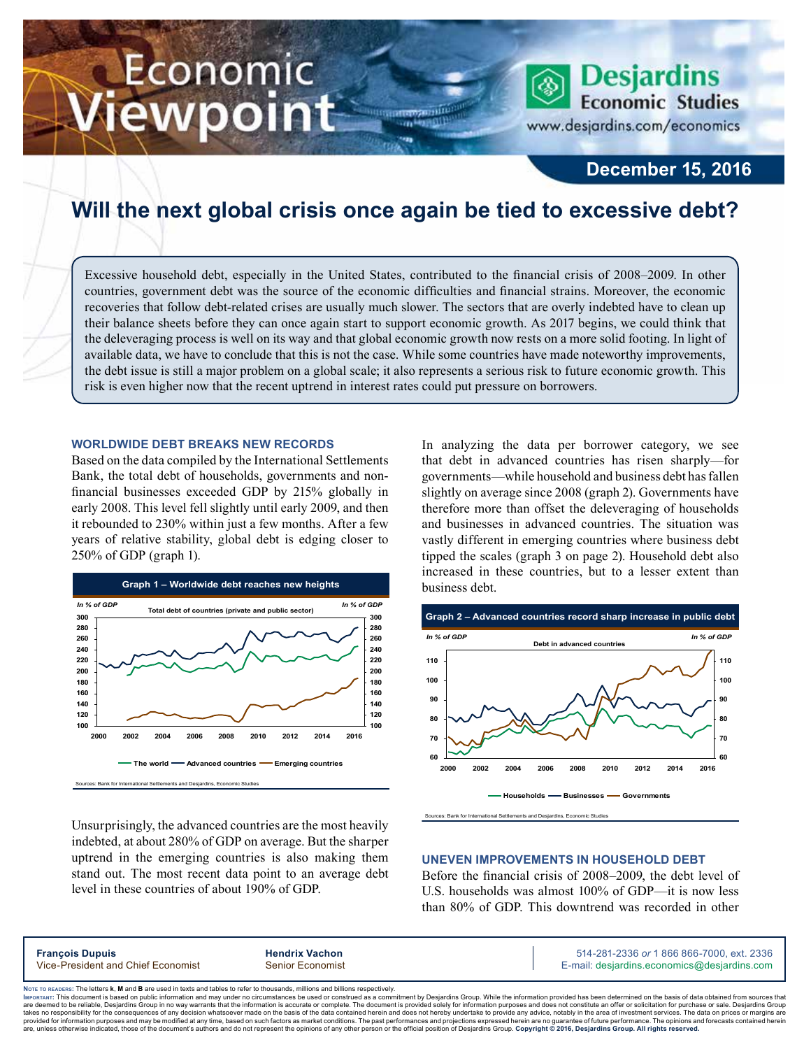# Economic Viewpoint

Desjardins Economic Studies
www.desjardins.com/economics

**December 15, 2016**

## Will the next global crisis once again be tied to excessive debt?

Excessive household debt, especially in the United States, contributed to the financial crisis of 2008–2009. In other countries, government debt was the source of the economic difficulties and financial strains. Moreover, the economic recoveries that follow debt-related crises are usually much slower. The sectors that are overly indebted have to clean up their balance sheets before they can once again start to support economic growth. As 2017 begins, we could think that the deleveraging process is well on its way and that global economic growth now rests on a more solid footing. In light of available data, we have to conclude that this is not the case. While some countries have made noteworthy improvements, the debt issue is still a major problem on a global scale; it also represents a serious risk to future economic growth. This risk is even higher now that the recent uptrend in interest rates could put pressure on borrowers.

### WORLDWIDE DEBT BREAKS NEW RECORDS

Based on the data compiled by the International Settlements Bank, the total debt of households, governments and non-financial businesses exceeded GDP by 215% globally in early 2008. This level fell slightly until early 2009, and then it rebounded to 230% within just a few months. After a few years of relative stability, global debt is edging closer to 250% of GDP (graph 1).

**Graph 1 – Worldwide debt reaches new heights**

In % of GDP
Total debt of countries (private and public sector)
In % of GDP
300
280
260
240
220
200
180
160
140
120
100
2000 2002 2004 2006 2008 2010 2012 2014 2016
The world — Advanced countries — Emerging countries

Sources: Bank for International Settlements and Desjardins, Economic Studies

Unsurprisingly, the advanced countries are the most heavily indebted, at about 280% of GDP on average. But the sharper uptrend in the emerging countries is also making them stand out. The most recent data point to an average debt level in these countries of about 190% of GDP.

In analyzing the data per borrower category, we see that debt in advanced countries has risen sharply—for governments—while household and business debt has fallen slightly on average since 2008 (graph 2). Governments have therefore more than offset the deleveraging of households and businesses in advanced countries. The situation was vastly different in emerging countries where business debt tipped the scales (graph 3 on page 2). Household debt also increased in these countries, but to a lesser extent than business debt.

**Graph 2 – Advanced countries record sharp increase in public debt**

In % of GDP
Debt in advanced countries
In % of GDP
110
100
90
80
70
60
2000 2002 2004 2006 2008 2010 2012 2014 2016
— Households — Businesses — Governments

Sources: Bank for International Settlements and Desjardins, Economic Studies

### UNEVEN IMPROVEMENTS IN HOUSEHOLD DEBT

Before the financial crisis of 2008–2009, the debt level of U.S. households was almost 100% of GDP—it is now less than 80% of GDP. This downtrend was recorded in other

**François Dupuis**
Vice-President and Chief Economist

**Hendrix Vachon**
Senior Economist

514-281-2336 *or* 1 866 866-7000, ext. 2336
E-mail: desjardins.economics@desjardins.com

NOTE TO READERS: The letters **k**, **M** and **B** are used in texts and tables to refer to thousands, millions and billions respectively.
IMPORTANT: This document is based on public information and may under no circumstances be used or construed as a commitment by Desjardins Group. While the information provided has been determined on the basis of data obtained from sources that are deemed to be reliable, Desjardins Group in no way warrants that the information is accurate or complete. The document is provided solely for information purposes and does not constitute an offer or solicitation for purchase or sale. Desjardins Group takes no responsibility for the consequences of any decision whatsoever made on the basis of the data contained herein and does not hereby undertake to provide any advice, notably in the area of investment services. The data on prices or margins are provided for information purposes and may be modified at any time, based on such factors as market conditions. The past performances and projections expressed herein are no guarantee of future performance. The opinions and forecasts contained herein are, unless otherwise indicated, those of the document's authors and do not represent the opinions of any other person or the official position of Desjardins Group. **Copyright © 2016, Desjardins Group. All rights reserved.**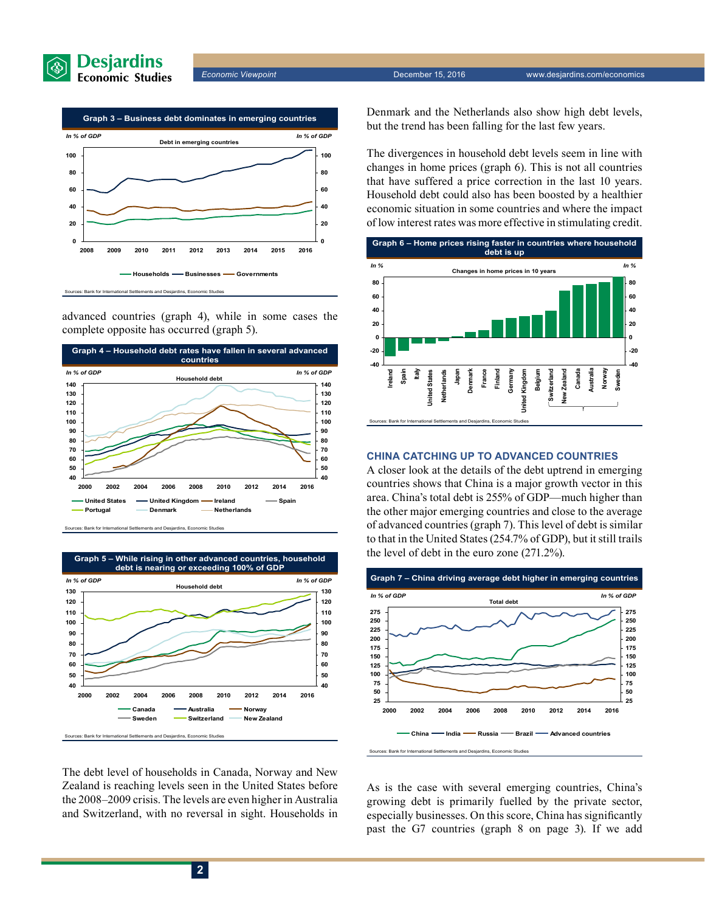**Graph 3 – Business debt dominates in emerging countries**

In % of GDP

Debt in emerging countries

In % of GDP

0, 20, 40, 60, 80, 100

2008 2009 2010 2011 2012 2013 2014 2015 2016

Households — Businesses — Governments

Sources: Bank for International Settlements and Desjardins, Economic Studies

advanced countries (graph 4), while in some cases the complete opposite has occurred (graph 5).

**Graph 4 – Household debt rates have fallen in several advanced countries**

In % of GDP

Household debt

In % of GDP

40, 50, 60, 70, 80, 90, 100, 110, 120, 130, 140

2000 2002 2004 2006 2008 2010 2012 2014 2016

United States — United Kingdom — Ireland — Spain — Portugal — Denmark — Netherlands

Sources: Bank for International Settlements and Desjardins, Economic Studies

**Graph 5 – While rising in other advanced countries, household debt is nearing or exceeding 100% of GDP**

In % of GDP

Household debt

In % of GDP

40, 50, 60, 70, 80, 90, 100, 110, 120, 130

2000 2002 2004 2006 2008 2010 2012 2014 2016

Canada — Australia — Norway — Sweden — Switzerland — New Zealand

Sources: Bank for International Settlements and Desjardins, Economic Studies

The debt level of households in Canada, Norway and New Zealand is reaching levels seen in the United States before the 2008–2009 crisis. The levels are even higher in Australia and Switzerland, with no reversal in sight. Households in Denmark and the Netherlands also show high debt levels, but the trend has been falling for the last few years.

The divergences in household debt levels seem in line with changes in home prices (graph 6). This is not all countries that have suffered a price correction in the last 10 years. Household debt could also has been boosted by a healthier economic situation in some countries and where the impact of low interest rates was more effective in stimulating credit.

**Graph 6 – Home prices rising faster in countries where household debt is up**

In %

Changes in home prices in 10 years

In %

-40, -20, 0, 20, 40, 60, 80

Ireland, Spain, Italy, United States, Netherlands, Japan, Denmark, France, Finland, Germany, United Kingdom, Belgium, Switzerland, New Zealand, Canada, Australia, Norway, Sweden

Sources: Bank for International Settlements and Desjardins, Economic Studies

## CHINA CATCHING UP TO ADVANCED COUNTRIES

A closer look at the details of the debt uptrend in emerging countries shows that China is a major growth vector in this area. China's total debt is 255% of GDP—much higher than the other major emerging countries and close to the average of advanced countries (graph 7). This level of debt is similar to that in the United States (254.7% of GDP), but it still trails the level of debt in the euro zone (271.2%).

**Graph 7 – China driving average debt higher in emerging countries**

In % of GDP

Total debt

In % of GDP

25, 50, 75, 100, 125, 150, 175, 200, 225, 250, 275

2000 2002 2004 2006 2008 2010 2012 2014 2016

China — India — Russia — Brazil — Advanced countries

Sources: Bank for International Settlements and Desjardins, Economic Studies

As is the case with several emerging countries, China's growing debt is primarily fuelled by the private sector, especially businesses. On this score, China has significantly past the G7 countries (graph 8 on page 3). If we add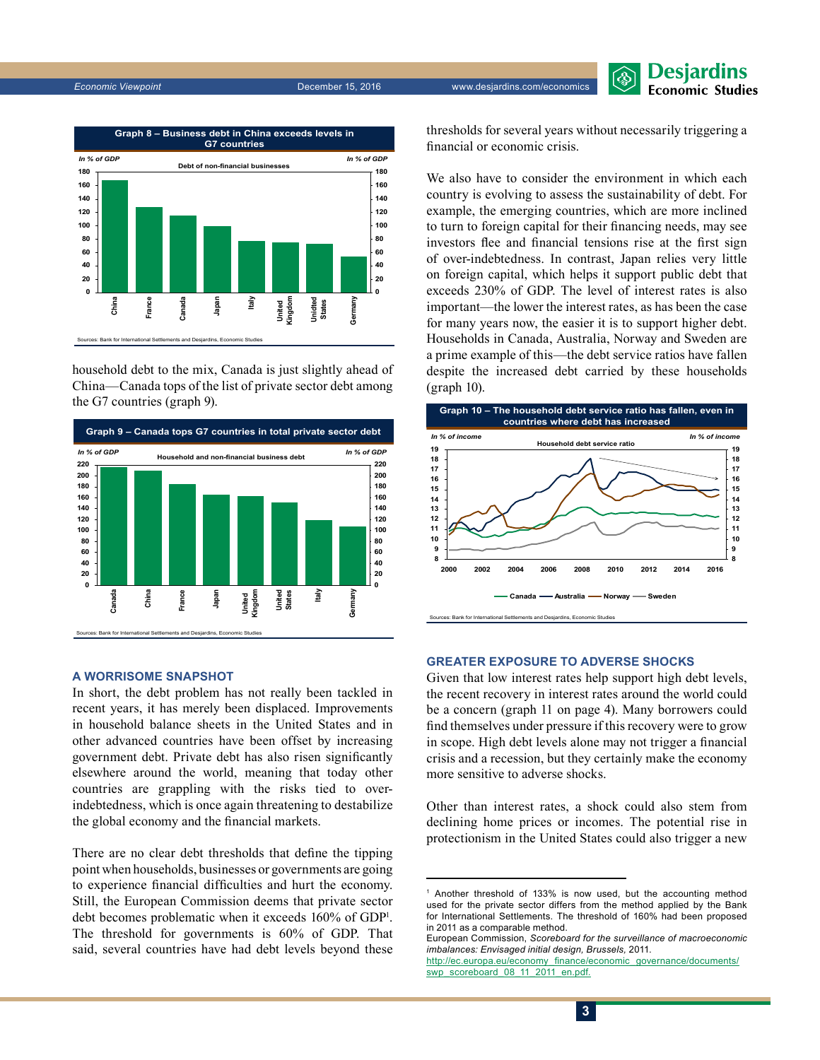**Graph 8 – Business debt in China exceeds levels in G7 countries**

In % of GDP
Debt of non-financial businesses
In % of GDP
180
160
140
120
100
80
60
40
20
0
China
France
Canada
Japan
Italy
United Kingdom
Unidted States
Germany

Sources: Bank for International Settlements and Desjardins, Economic Studies

household debt to the mix, Canada is just slightly ahead of China—Canada tops of the list of private sector debt among the G7 countries (graph 9).

**Graph 9 – Canada tops G7 countries in total private sector debt**

In % of GDP
Household and non-financial business debt
In % of GDP
220
200
180
160
140
120
100
80
60
40
20
0
Canada
China
France
Japan
United Kingdom
United States
Italy
Germany

Sources: Bank for International Settlements and Desjardins, Economic Studies

## A WORRISOME SNAPSHOT

In short, the debt problem has not really been tackled in recent years, it has merely been displaced. Improvements in household balance sheets in the United States and in other advanced countries have been offset by increasing government debt. Private debt has also risen significantly elsewhere around the world, meaning that today other countries are grappling with the risks tied to over-indebtedness, which is once again threatening to destabilize the global economy and the financial markets.

There are no clear debt thresholds that define the tipping point when households, businesses or governments are going to experience financial difficulties and hurt the economy. Still, the European Commission deems that private sector debt becomes problematic when it exceeds 160% of GDP[1]. The threshold for governments is 60% of GDP. That said, several countries have had debt levels beyond these thresholds for several years without necessarily triggering a financial or economic crisis.

We also have to consider the environment in which each country is evolving to assess the sustainability of debt. For example, the emerging countries, which are more inclined to turn to foreign capital for their financing needs, may see investors flee and financial tensions rise at the first sign of over-indebtedness. In contrast, Japan relies very little on foreign capital, which helps it support public debt that exceeds 230% of GDP. The level of interest rates is also important—the lower the interest rates, as has been the case for many years now, the easier it is to support higher debt. Households in Canada, Australia, Norway and Sweden are a prime example of this—the debt service ratios have fallen despite the increased debt carried by these households (graph 10).

**Graph 10 – The household debt service ratio has fallen, even in countries where debt has increased**

In % of income
Household debt service ratio
In % of income
19
18
17
16
15
14
13
12
11
10
9
8
2000
2002
2004
2006
2008
2010
2012
2014
2016
Canada
Australia
Norway
Sweden

Sources: Bank for International Settlements and Desjardins, Economic Studies

## GREATER EXPOSURE TO ADVERSE SHOCKS

Given that low interest rates help support high debt levels, the recent recovery in interest rates around the world could be a concern (graph 11 on page 4). Many borrowers could find themselves under pressure if this recovery were to grow in scope. High debt levels alone may not trigger a financial crisis and a recession, but they certainly make the economy more sensitive to adverse shocks.

Other than interest rates, a shock could also stem from declining home prices or incomes. The potential rise in protectionism in the United States could also trigger a new

---

[1] Another threshold of 133% is now used, but the accounting method used for the private sector differs from the method applied by the Bank for International Settlements. The threshold of 160% had been proposed in 2011 as a comparable method.
European Commission, *Scoreboard for the surveillance of macroeconomic imbalances: Envisaged initial design, Brussels,* 2011.
http://ec.europa.eu/economy_finance/economic_governance/documents/swp_scoreboard_08_11_2011_en.pdf.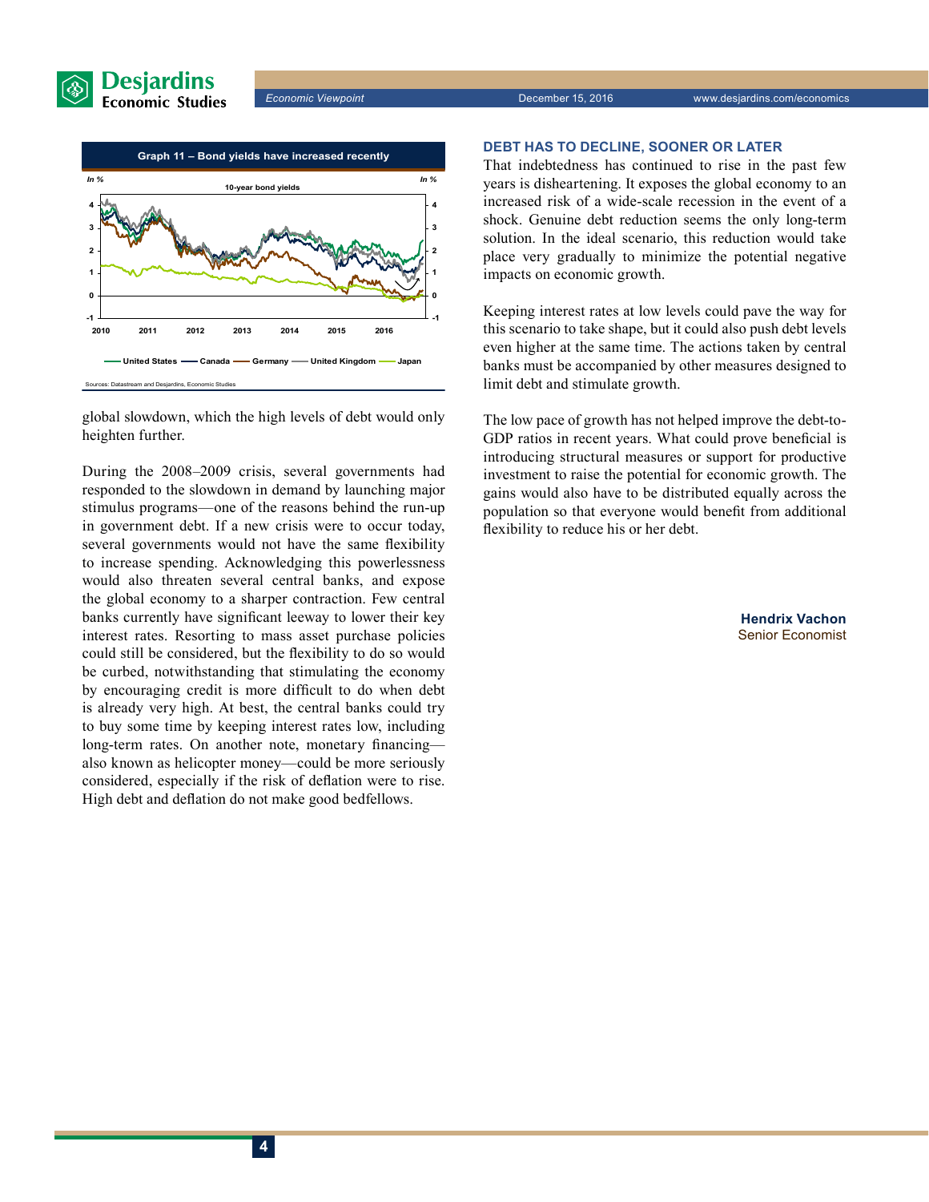Graph 11 – Bond yields have increased recently

In %

10-year bond yields

In %

4
3
2
1
0
-1

2010 2011 2012 2013 2014 2015 2016

United States — Canada — Germany — United Kingdom — Japan

Sources: Datastream and Desjardins, Economic Studies

global slowdown, which the high levels of debt would only heighten further.

During the 2008–2009 crisis, several governments had responded to the slowdown in demand by launching major stimulus programs—one of the reasons behind the run-up in government debt. If a new crisis were to occur today, several governments would not have the same flexibility to increase spending. Acknowledging this powerlessness would also threaten several central banks, and expose the global economy to a sharper contraction. Few central banks currently have significant leeway to lower their key interest rates. Resorting to mass asset purchase policies could still be considered, but the flexibility to do so would be curbed, notwithstanding that stimulating the economy by encouraging credit is more difficult to do when debt is already very high. At best, the central banks could try to buy some time by keeping interest rates low, including long-term rates. On another note, monetary financing—also known as helicopter money—could be more seriously considered, especially if the risk of deflation were to rise. High debt and deflation do not make good bedfellows.

## DEBT HAS TO DECLINE, SOONER OR LATER

That indebtedness has continued to rise in the past few years is disheartening. It exposes the global economy to an increased risk of a wide-scale recession in the event of a shock. Genuine debt reduction seems the only long-term solution. In the ideal scenario, this reduction would take place very gradually to minimize the potential negative impacts on economic growth.

Keeping interest rates at low levels could pave the way for this scenario to take shape, but it could also push debt levels even higher at the same time. The actions taken by central banks must be accompanied by other measures designed to limit debt and stimulate growth.

The low pace of growth has not helped improve the debt-to-GDP ratios in recent years. What could prove beneficial is introducing structural measures or support for productive investment to raise the potential for economic growth. The gains would also have to be distributed equally across the population so that everyone would benefit from additional flexibility to reduce his or her debt.

**Hendrix Vachon**
Senior Economist